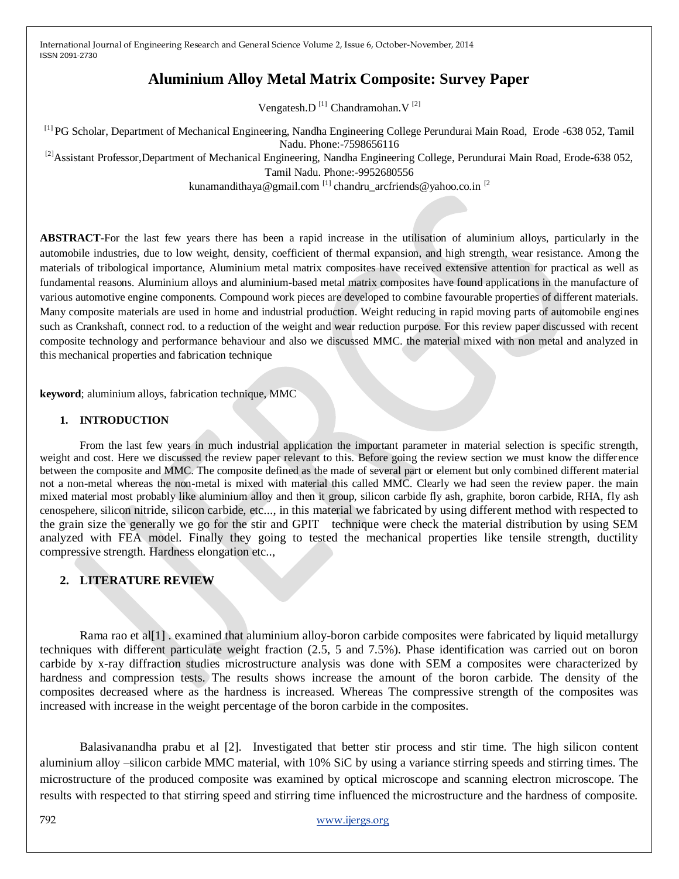# Aluminium Alloy Metal Matrix Composite: Survey Paper

Vengatesh.D [1] Chandramohan.V [2]

[1] PG Scholar, Department of Mechanical Engineering, Nandha Engineering College Perundurai Main Road, Erode -638 052, Tamil Nadu. Phone:-7598656116

[2]Assistant Professor,Department of Mechanical Engineering, Nandha Engineering College, Perundurai Main Road, Erode-638 052, Tamil Nadu. Phone:-9952680556

kunamandithaya@gmail.com [1] chandru_arcfriends@yahoo.co.in [2

**ABSTRACT-**For the last few years there has been a rapid increase in the utilisation of aluminium alloys, particularly in the automobile industries, due to low weight, density, coefficient of thermal expansion, and high strength, wear resistance. Among the materials of tribological importance, Aluminium metal matrix composites have received extensive attention for practical as well as fundamental reasons. Aluminium alloys and aluminium-based metal matrix composites have found applications in the manufacture of various automotive engine components. Compound work pieces are developed to combine favourable properties of different materials. Many composite materials are used in home and industrial production. Weight reducing in rapid moving parts of automobile engines such as Crankshaft, connect rod. to a reduction of the weight and wear reduction purpose. For this review paper discussed with recent composite technology and performance behaviour and also we discussed MMC. the material mixed with non metal and analyzed in this mechanical properties and fabrication technique

**keyword**; aluminium alloys, fabrication technique, MMC

## 1. INTRODUCTION

From the last few years in much industrial application the important parameter in material selection is specific strength, weight and cost. Here we discussed the review paper relevant to this. Before going the review section we must know the difference between the composite and MMC. The composite defined as the made of several part or element but only combined different material not a non-metal whereas the non-metal is mixed with material this called MMC. Clearly we had seen the review paper. the main mixed material most probably like aluminium alloy and then it group, silicon carbide fly ash, graphite, boron carbide, RHA, fly ash cenospehere, silicon nitride, silicon carbide, etc..., in this material we fabricated by using different method with respected to the grain size the generally we go for the stir and GPIT technique were check the material distribution by using SEM analyzed with FEA model. Finally they going to tested the mechanical properties like tensile strength, ductility compressive strength. Hardness elongation etc..,

## 2. LITERATURE REVIEW

Rama rao et al[1] . examined that aluminium alloy-boron carbide composites were fabricated by liquid metallurgy techniques with different particulate weight fraction (2.5, 5 and 7.5%). Phase identification was carried out on boron carbide by x-ray diffraction studies microstructure analysis was done with SEM a composites were characterized by hardness and compression tests. The results shows increase the amount of the boron carbide. The density of the composites decreased where as the hardness is increased. Whereas The compressive strength of the composites was increased with increase in the weight percentage of the boron carbide in the composites.

Balasivanandha prabu et al [2]. Investigated that better stir process and stir time. The high silicon content aluminium alloy –silicon carbide MMC material, with 10% SiC by using a variance stirring speeds and stirring times. The microstructure of the produced composite was examined by optical microscope and scanning electron microscope. The results with respected to that stirring speed and stirring time influenced the microstructure and the hardness of composite.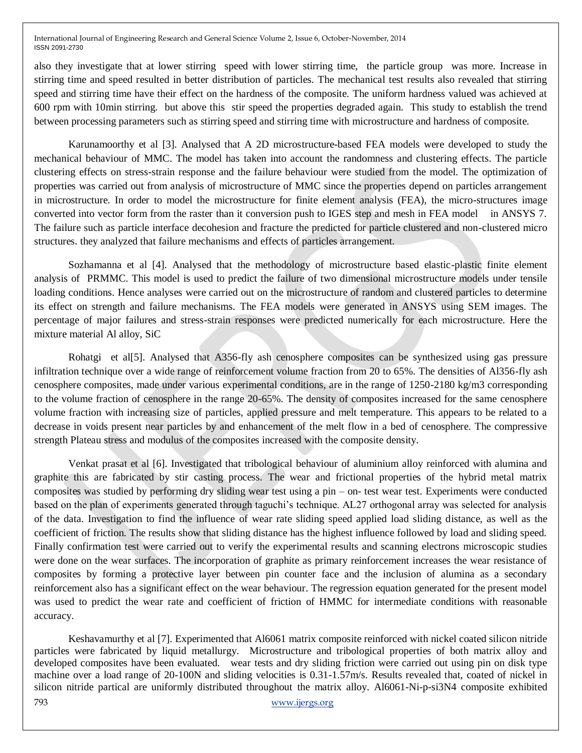also they investigate that at lower stirring speed with lower stirring time, the particle group was more. Increase in stirring time and speed resulted in better distribution of particles. The mechanical test results also revealed that stirring speed and stirring time have their effect on the hardness of the composite. The uniform hardness valued was achieved at 600 rpm with 10min stirring. but above this stir speed the properties degraded again. This study to establish the trend between processing parameters such as stirring speed and stirring time with microstructure and hardness of composite.

Karunamoorthy et al [3]. Analysed that A 2D microstructure-based FEA models were developed to study the mechanical behaviour of MMC. The model has taken into account the randomness and clustering effects. The particle clustering effects on stress-strain response and the failure behaviour were studied from the model. The optimization of properties was carried out from analysis of microstructure of MMC since the properties depend on particles arrangement in microstructure. In order to model the microstructure for finite element analysis (FEA), the micro-structures image converted into vector form from the raster than it conversion push to IGES step and mesh in FEA model in ANSYS 7. The failure such as particle interface decohesion and fracture the predicted for particle clustered and non-clustered micro structures. they analyzed that failure mechanisms and effects of particles arrangement.

Sozhamanna et al [4]. Analysed that the methodology of microstructure based elastic-plastic finite element analysis of PRMMC. This model is used to predict the failure of two dimensional microstructure models under tensile loading conditions. Hence analyses were carried out on the microstructure of random and clustered particles to determine its effect on strength and failure mechanisms. The FEA models were generated in ANSYS using SEM images. The percentage of major failures and stress-strain responses were predicted numerically for each microstructure. Here the mixture material Al alloy, SiC

Rohatgi et al[5]. Analysed that A356-fly ash cenosphere composites can be synthesized using gas pressure infiltration technique over a wide range of reinforcement volume fraction from 20 to 65%. The densities of Al356-fly ash cenosphere composites, made under various experimental conditions, are in the range of 1250-2180 kg/m3 corresponding to the volume fraction of cenosphere in the range 20-65%. The density of composites increased for the same cenosphere volume fraction with increasing size of particles, applied pressure and melt temperature. This appears to be related to a decrease in voids present near particles by and enhancement of the melt flow in a bed of cenosphere. The compressive strength Plateau stress and modulus of the composites increased with the composite density.

Venkat prasat et al [6]. Investigated that tribological behaviour of aluminium alloy reinforced with alumina and graphite this are fabricated by stir casting process. The wear and frictional properties of the hybrid metal matrix composites was studied by performing dry sliding wear test using a pin – on- test wear test. Experiments were conducted based on the plan of experiments generated through taguchi's technique. AL27 orthogonal array was selected for analysis of the data. Investigation to find the influence of wear rate sliding speed applied load sliding distance, as well as the coefficient of friction. The results show that sliding distance has the highest influence followed by load and sliding speed. Finally confirmation test were carried out to verify the experimental results and scanning electrons microscopic studies were done on the wear surfaces. The incorporation of graphite as primary reinforcement increases the wear resistance of composites by forming a protective layer between pin counter face and the inclusion of alumina as a secondary reinforcement also has a significant effect on the wear behaviour. The regression equation generated for the present model was used to predict the wear rate and coefficient of friction of HMMC for intermediate conditions with reasonable accuracy.

Keshavamurthy et al [7]. Experimented that Al6061 matrix composite reinforced with nickel coated silicon nitride particles were fabricated by liquid metallurgy. Microstructure and tribological properties of both matrix alloy and developed composites have been evaluated. wear tests and dry sliding friction were carried out using pin on disk type machine over a load range of 20-100N and sliding velocities is 0.31-1.57m/s. Results revealed that, coated of nickel in silicon nitride partical are uniformly distributed throughout the matrix alloy. Al6061-Ni-p-si3N4 composite exhibited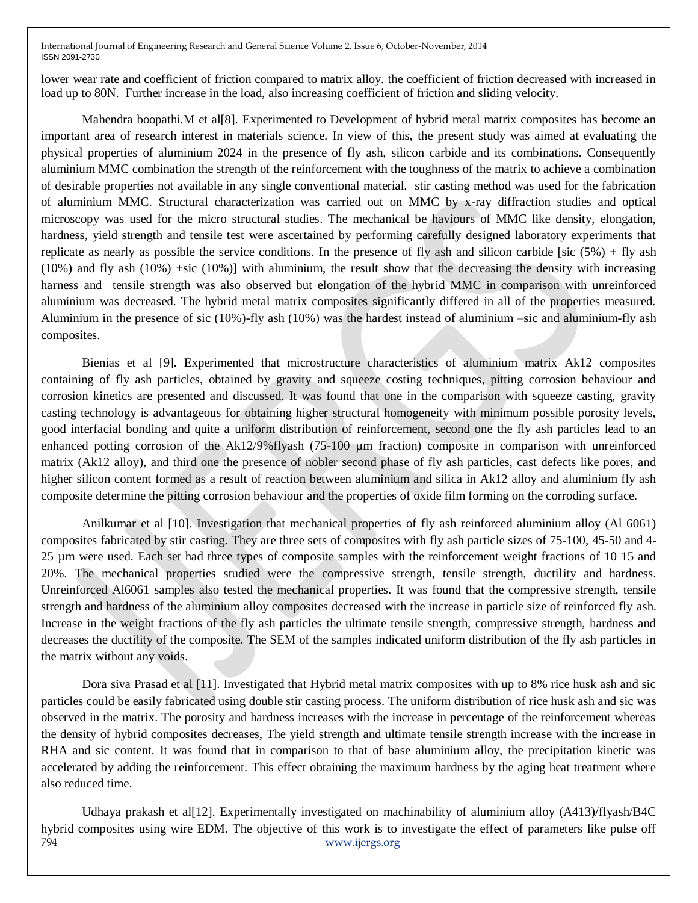lower wear rate and coefficient of friction compared to matrix alloy. the coefficient of friction decreased with increased in load up to 80N. Further increase in the load, also increasing coefficient of friction and sliding velocity.

Mahendra boopathi.M et al[8]. Experimented to Development of hybrid metal matrix composites has become an important area of research interest in materials science. In view of this, the present study was aimed at evaluating the physical properties of aluminium 2024 in the presence of fly ash, silicon carbide and its combinations. Consequently aluminium MMC combination the strength of the reinforcement with the toughness of the matrix to achieve a combination of desirable properties not available in any single conventional material. stir casting method was used for the fabrication of aluminium MMC. Structural characterization was carried out on MMC by x-ray diffraction studies and optical microscopy was used for the micro structural studies. The mechanical be haviours of MMC like density, elongation, hardness, yield strength and tensile test were ascertained by performing carefully designed laboratory experiments that replicate as nearly as possible the service conditions. In the presence of fly ash and silicon carbide [sic (5%) + fly ash (10%) and fly ash (10%) +sic (10%)] with aluminium, the result show that the decreasing the density with increasing harness and tensile strength was also observed but elongation of the hybrid MMC in comparison with unreinforced aluminium was decreased. The hybrid metal matrix composites significantly differed in all of the properties measured. Aluminium in the presence of sic (10%)-fly ash (10%) was the hardest instead of aluminium –sic and aluminium-fly ash composites.

Bienias et al [9]. Experimented that microstructure characteristics of aluminium matrix Ak12 composites containing of fly ash particles, obtained by gravity and squeeze costing techniques, pitting corrosion behaviour and corrosion kinetics are presented and discussed. It was found that one in the comparison with squeeze casting, gravity casting technology is advantageous for obtaining higher structural homogeneity with minimum possible porosity levels, good interfacial bonding and quite a uniform distribution of reinforcement, second one the fly ash particles lead to an enhanced potting corrosion of the Ak12/9%flyash (75-100 µm fraction) composite in comparison with unreinforced matrix (Ak12 alloy), and third one the presence of nobler second phase of fly ash particles, cast defects like pores, and higher silicon content formed as a result of reaction between aluminium and silica in Ak12 alloy and aluminium fly ash composite determine the pitting corrosion behaviour and the properties of oxide film forming on the corroding surface.

Anilkumar et al [10]. Investigation that mechanical properties of fly ash reinforced aluminium alloy (Al 6061) composites fabricated by stir casting. They are three sets of composites with fly ash particle sizes of 75-100, 45-50 and 4-25 µm were used. Each set had three types of composite samples with the reinforcement weight fractions of 10 15 and 20%. The mechanical properties studied were the compressive strength, tensile strength, ductility and hardness. Unreinforced Al6061 samples also tested the mechanical properties. It was found that the compressive strength, tensile strength and hardness of the aluminium alloy composites decreased with the increase in particle size of reinforced fly ash. Increase in the weight fractions of the fly ash particles the ultimate tensile strength, compressive strength, hardness and decreases the ductility of the composite. The SEM of the samples indicated uniform distribution of the fly ash particles in the matrix without any voids.

Dora siva Prasad et al [11]. Investigated that Hybrid metal matrix composites with up to 8% rice husk ash and sic particles could be easily fabricated using double stir casting process. The uniform distribution of rice husk ash and sic was observed in the matrix. The porosity and hardness increases with the increase in percentage of the reinforcement whereas the density of hybrid composites decreases, The yield strength and ultimate tensile strength increase with the increase in RHA and sic content. It was found that in comparison to that of base aluminium alloy, the precipitation kinetic was accelerated by adding the reinforcement. This effect obtaining the maximum hardness by the aging heat treatment where also reduced time.

Udhaya prakash et al[12]. Experimentally investigated on machinability of aluminium alloy (A413)/flyash/B4C hybrid composites using wire EDM. The objective of this work is to investigate the effect of parameters like pulse off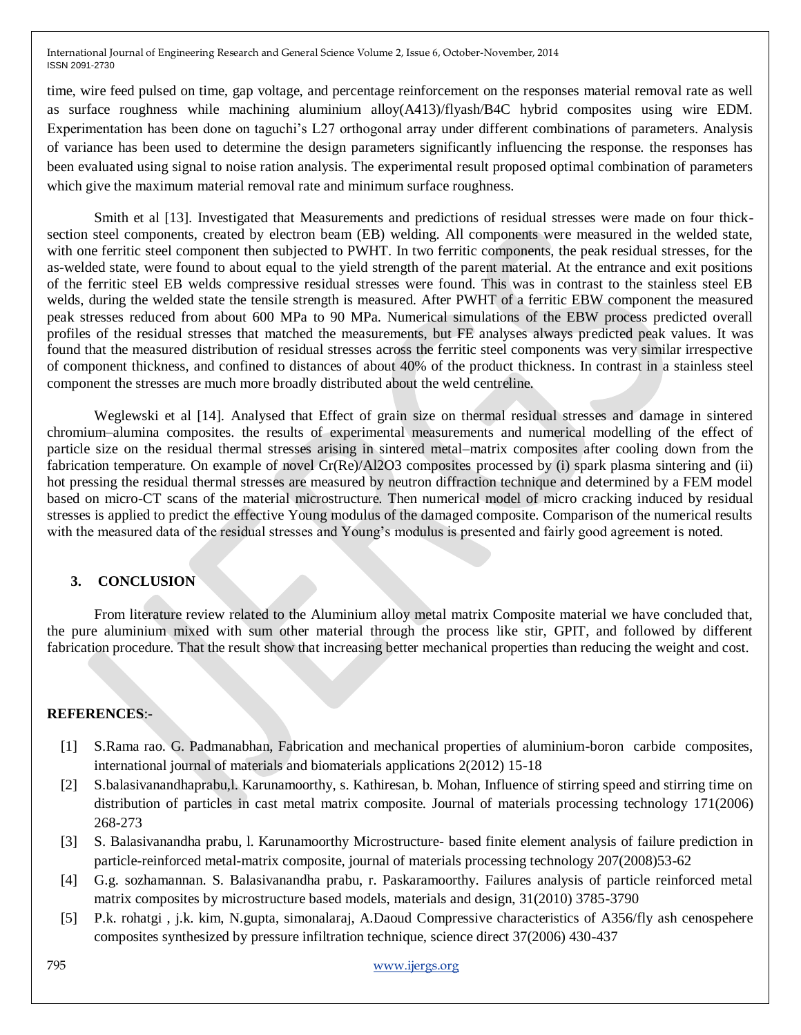time, wire feed pulsed on time, gap voltage, and percentage reinforcement on the responses material removal rate as well as surface roughness while machining aluminium alloy(A413)/flyash/B4C hybrid composites using wire EDM. Experimentation has been done on taguchi's L27 orthogonal array under different combinations of parameters. Analysis of variance has been used to determine the design parameters significantly influencing the response. the responses has been evaluated using signal to noise ration analysis. The experimental result proposed optimal combination of parameters which give the maximum material removal rate and minimum surface roughness.

Smith et al [13]. Investigated that Measurements and predictions of residual stresses were made on four thick-section steel components, created by electron beam (EB) welding. All components were measured in the welded state, with one ferritic steel component then subjected to PWHT. In two ferritic components, the peak residual stresses, for the as-welded state, were found to about equal to the yield strength of the parent material. At the entrance and exit positions of the ferritic steel EB welds compressive residual stresses were found. This was in contrast to the stainless steel EB welds, during the welded state the tensile strength is measured. After PWHT of a ferritic EBW component the measured peak stresses reduced from about 600 MPa to 90 MPa. Numerical simulations of the EBW process predicted overall profiles of the residual stresses that matched the measurements, but FE analyses always predicted peak values. It was found that the measured distribution of residual stresses across the ferritic steel components was very similar irrespective of component thickness, and confined to distances of about 40% of the product thickness. In contrast in a stainless steel component the stresses are much more broadly distributed about the weld centreline.

Weglewski et al [14]. Analysed that Effect of grain size on thermal residual stresses and damage in sintered chromium–alumina composites. the results of experimental measurements and numerical modelling of the effect of particle size on the residual thermal stresses arising in sintered metal–matrix composites after cooling down from the fabrication temperature. On example of novel Cr(Re)/$Al_2O_3$ composites processed by (i) spark plasma sintering and (ii) hot pressing the residual thermal stresses are measured by neutron diffraction technique and determined by a FEM model based on micro-CT scans of the material microstructure. Then numerical model of micro cracking induced by residual stresses is applied to predict the effective Young modulus of the damaged composite. Comparison of the numerical results with the measured data of the residual stresses and Young's modulus is presented and fairly good agreement is noted.

## 3. CONCLUSION

From literature review related to the Aluminium alloy metal matrix Composite material we have concluded that, the pure aluminium mixed with sum other material through the process like stir, GPIT, and followed by different fabrication procedure. That the result show that increasing better mechanical properties than reducing the weight and cost.

**REFERENCES**:-

[1] S.Rama rao. G. Padmanabhan, Fabrication and mechanical properties of aluminium-boron carbide composites, international journal of materials and biomaterials applications 2(2012) 15-18

[2] S.balasivanandhaprabu,l. Karunamoorthy, s. Kathiresan, b. Mohan, Influence of stirring speed and stirring time on distribution of particles in cast metal matrix composite. Journal of materials processing technology 171(2006) 268-273

[3] S. Balasivanandha prabu, l. Karunamoorthy Microstructure- based finite element analysis of failure prediction in particle-reinforced metal-matrix composite, journal of materials processing technology 207(2008)53-62

[4] G.g. sozhamannan. S. Balasivanandha prabu, r. Paskaramoorthy. Failures analysis of particle reinforced metal matrix composites by microstructure based models, materials and design, 31(2010) 3785-3790

[5] P.k. rohatgi , j.k. kim, N.gupta, simonalaraj, A.Daoud Compressive characteristics of A356/fly ash cenospehere composites synthesized by pressure infiltration technique, science direct 37(2006) 430-437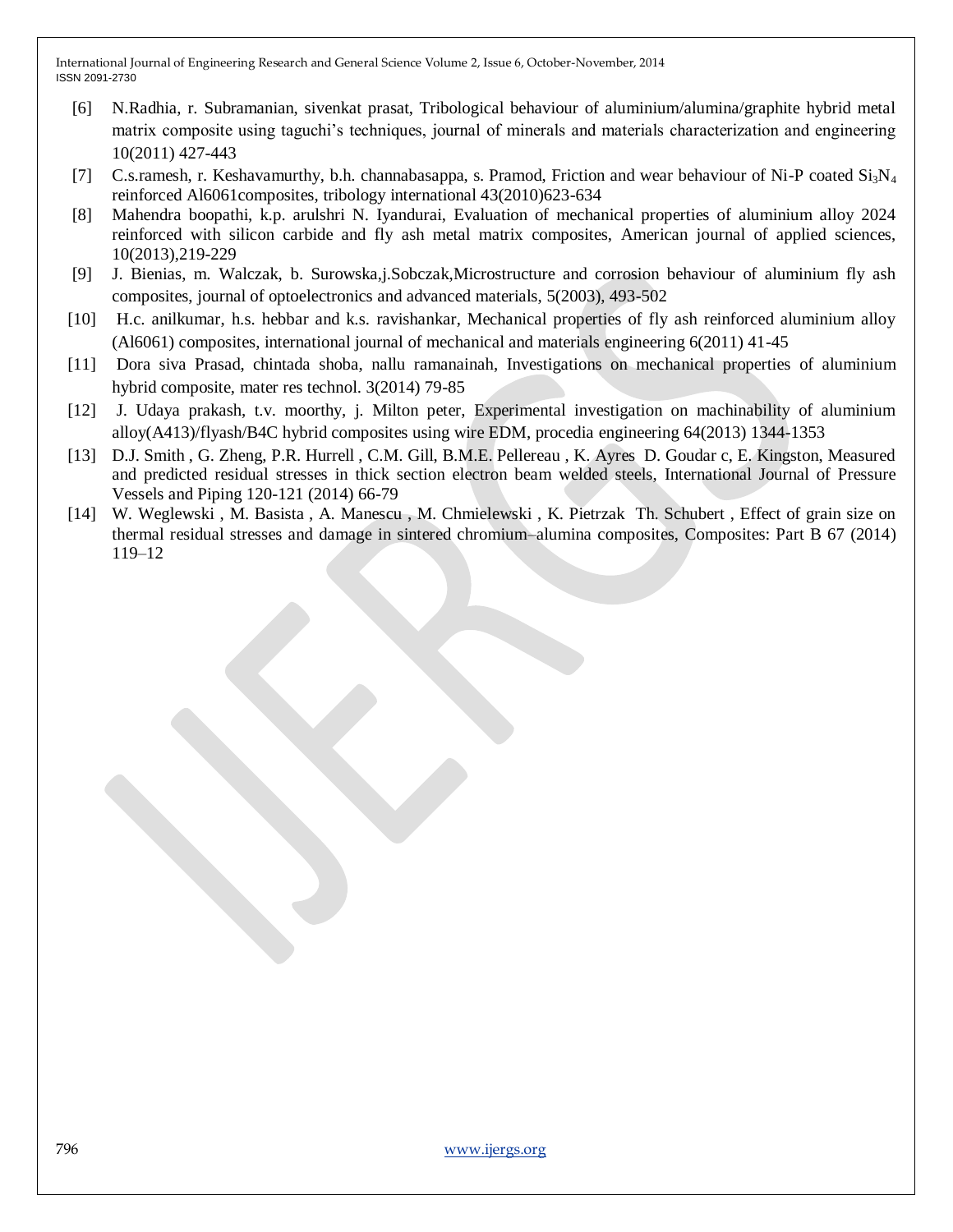[6] N.Radhia, r. Subramanian, sivenkat prasat, Tribological behaviour of aluminium/alumina/graphite hybrid metal matrix composite using taguchi's techniques, journal of minerals and materials characterization and engineering 10(2011) 427-443

[7] C.s.ramesh, r. Keshavamurthy, b.h. channabasappa, s. Pramod, Friction and wear behaviour of Ni-P coated $Si_3N_4$ reinforced Al6061composites, tribology international 43(2010)623-634

[8] Mahendra boopathi, k.p. arulshri N. Iyandurai, Evaluation of mechanical properties of aluminium alloy 2024 reinforced with silicon carbide and fly ash metal matrix composites, American journal of applied sciences, 10(2013),219-229

[9] J. Bienias, m. Walczak, b. Surowska,j.Sobczak,Microstructure and corrosion behaviour of aluminium fly ash composites, journal of optoelectronics and advanced materials, 5(2003), 493-502

[10] H.c. anilkumar, h.s. hebbar and k.s. ravishankar, Mechanical properties of fly ash reinforced aluminium alloy (Al6061) composites, international journal of mechanical and materials engineering 6(2011) 41-45

[11] Dora siva Prasad, chintada shoba, nallu ramanainah, Investigations on mechanical properties of aluminium hybrid composite, mater res technol. 3(2014) 79-85

[12] J. Udaya prakash, t.v. moorthy, j. Milton peter, Experimental investigation on machinability of aluminium alloy(A413)/flyash/B4C hybrid composites using wire EDM, procedia engineering 64(2013) 1344-1353

[13] D.J. Smith , G. Zheng, P.R. Hurrell , C.M. Gill, B.M.E. Pellereau , K. Ayres D. Goudar c, E. Kingston, Measured and predicted residual stresses in thick section electron beam welded steels, International Journal of Pressure Vessels and Piping 120-121 (2014) 66-79

[14] W. Weglewski , M. Basista , A. Manescu , M. Chmielewski , K. Pietrzak Th. Schubert , Effect of grain size on thermal residual stresses and damage in sintered chromium–alumina composites, Composites: Part B 67 (2014) 119–12